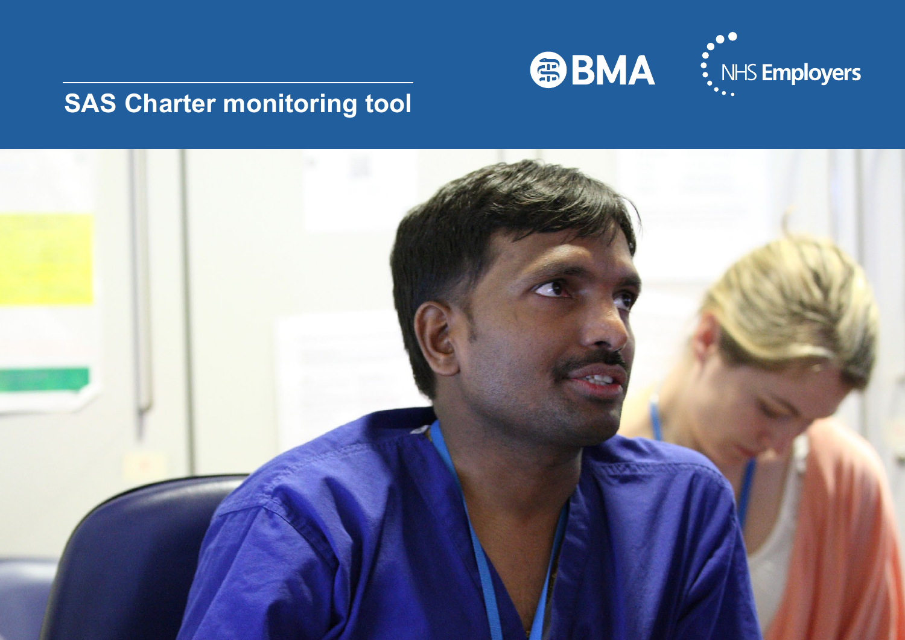# SAS Charter monitoring tool

BMA

NHS Employers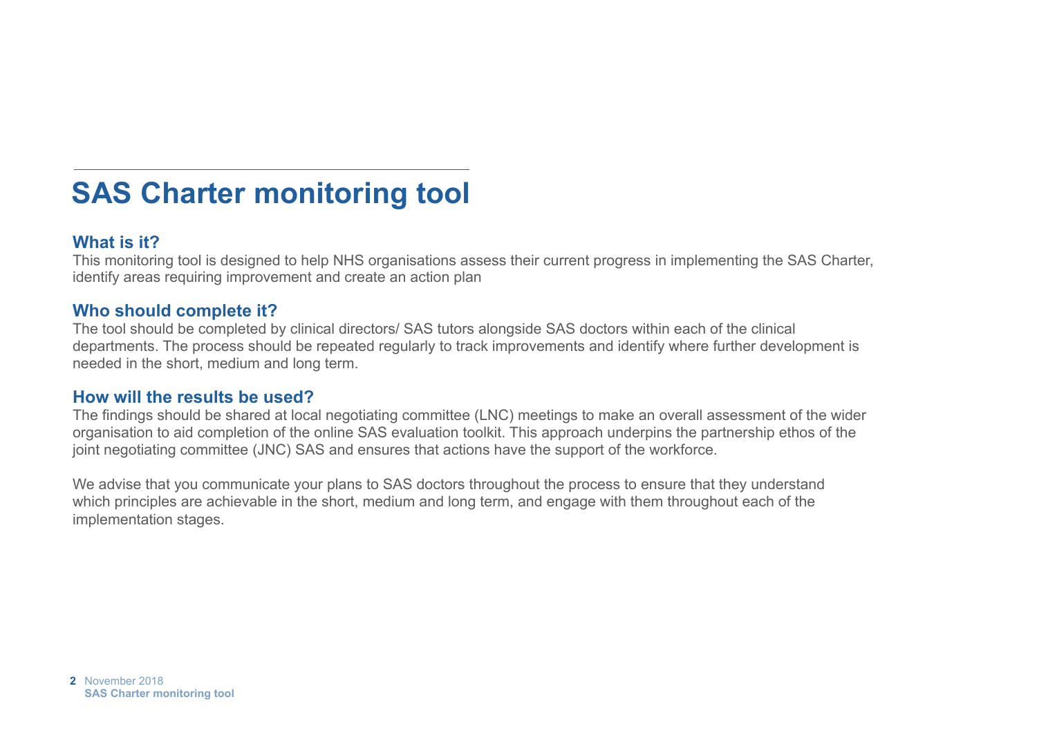# SAS Charter monitoring tool

## What is it?

This monitoring tool is designed to help NHS organisations assess their current progress in implementing the SAS Charter, identify areas requiring improvement and create an action plan

## Who should complete it?

The tool should be completed by clinical directors/ SAS tutors alongside SAS doctors within each of the clinical departments. The process should be repeated regularly to track improvements and identify where further development is needed in the short, medium and long term.

## How will the results be used?

The findings should be shared at local negotiating committee (LNC) meetings to make an overall assessment of the wider organisation to aid completion of the online SAS evaluation toolkit. This approach underpins the partnership ethos of the joint negotiating committee (JNC) SAS and ensures that actions have the support of the workforce.

We advise that you communicate your plans to SAS doctors throughout the process to ensure that they understand which principles are achievable in the short, medium and long term, and engage with them throughout each of the implementation stages.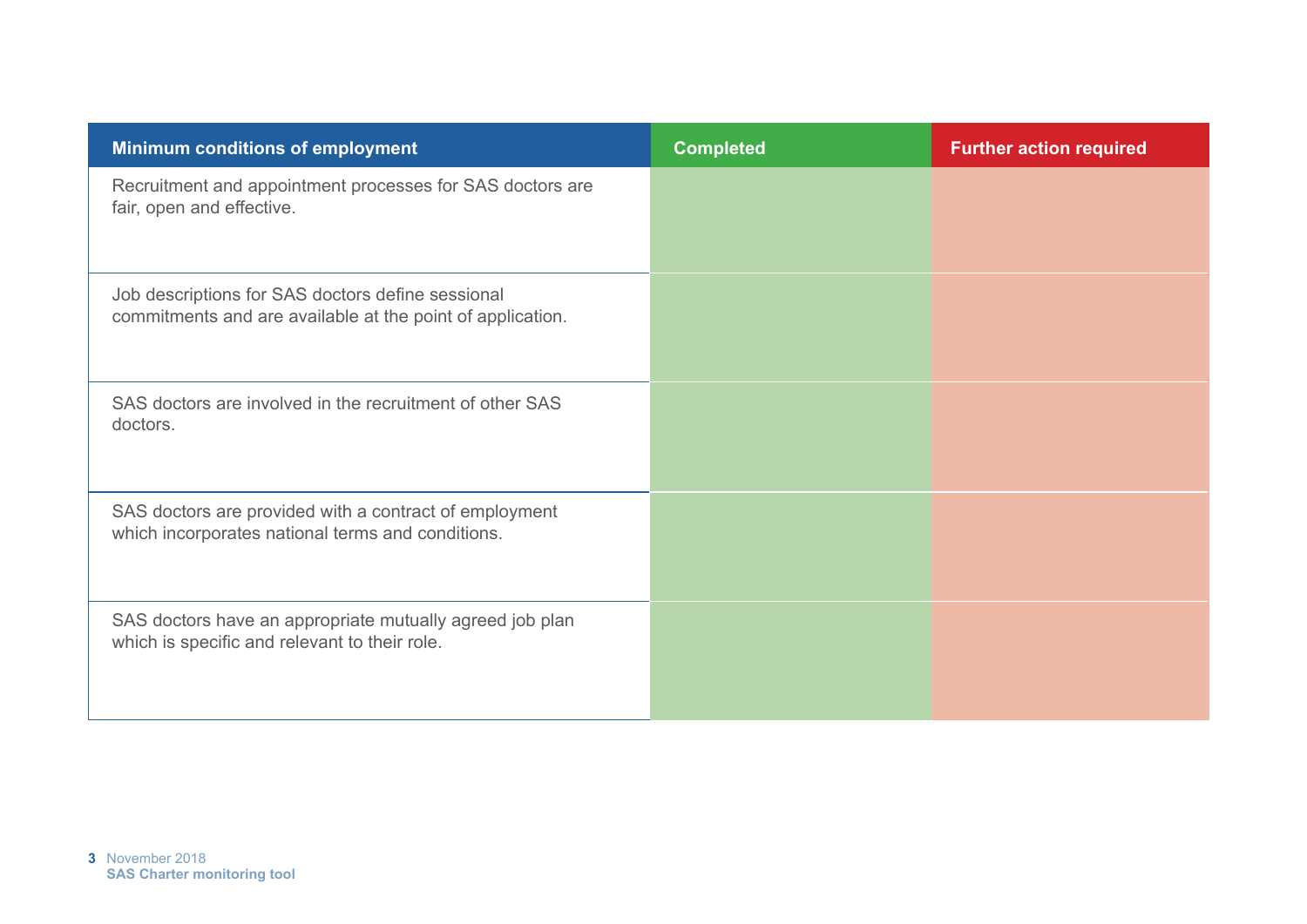| Minimum conditions of employment | Completed | Further action required |
| --- | --- | --- |
| Recruitment and appointment processes for SAS doctors are fair, open and effective. | | |
| Job descriptions for SAS doctors define sessional commitments and are available at the point of application. | | |
| SAS doctors are involved in the recruitment of other SAS doctors. | | |
| SAS doctors are provided with a contract of employment which incorporates national terms and conditions. | | |
| SAS doctors have an appropriate mutually agreed job plan which is specific and relevant to their role. | | |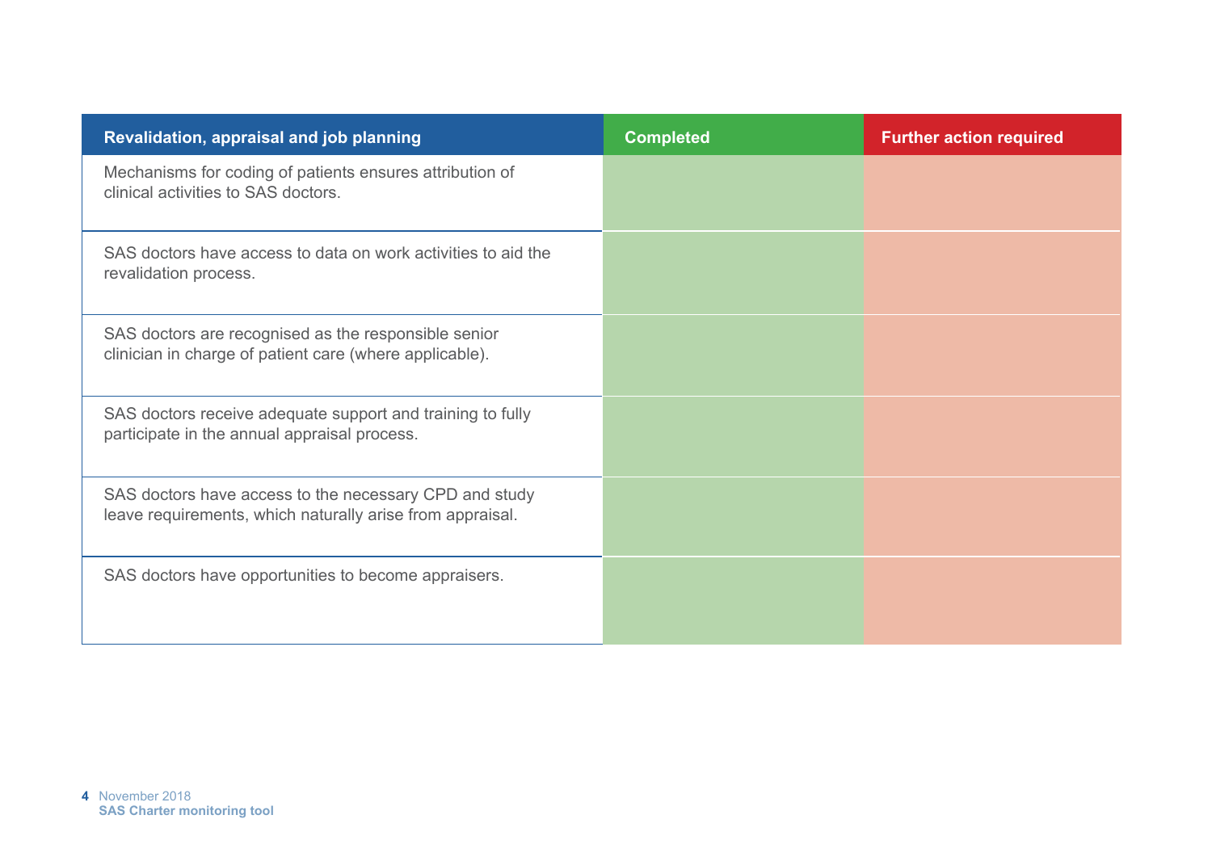| Revalidation, appraisal and job planning | Completed | Further action required |
| --- | --- | --- |
| Mechanisms for coding of patients ensures attribution of clinical activities to SAS doctors. | | |
| SAS doctors have access to data on work activities to aid the revalidation process. | | |
| SAS doctors are recognised as the responsible senior clinician in charge of patient care (where applicable). | | |
| SAS doctors receive adequate support and training to fully participate in the annual appraisal process. | | |
| SAS doctors have access to the necessary CPD and study leave requirements, which naturally arise from appraisal. | | |
| SAS doctors have opportunities to become appraisers. | | |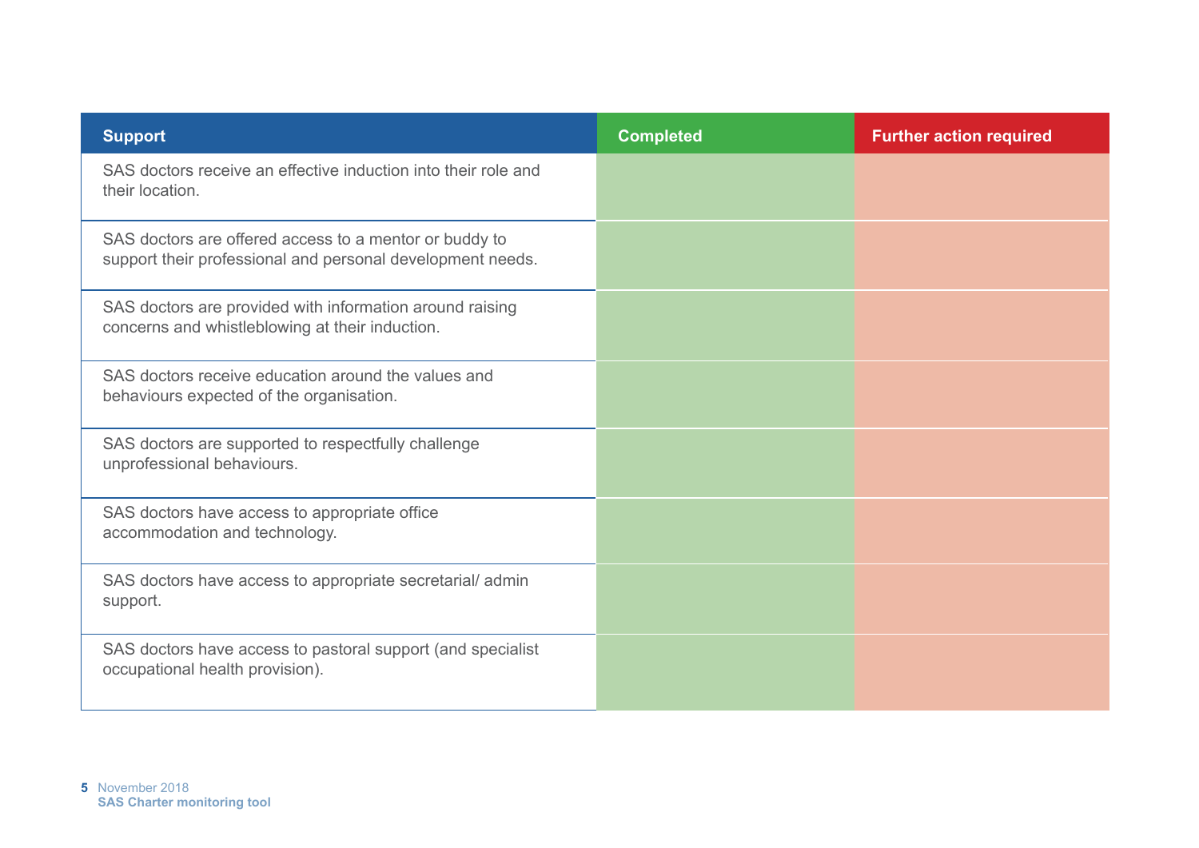| Support | Completed | Further action required |
|---|---|---|
| SAS doctors receive an effective induction into their role and their location. | | |
| SAS doctors are offered access to a mentor or buddy to support their professional and personal development needs. | | |
| SAS doctors are provided with information around raising concerns and whistleblowing at their induction. | | |
| SAS doctors receive education around the values and behaviours expected of the organisation. | | |
| SAS doctors are supported to respectfully challenge unprofessional behaviours. | | |
| SAS doctors have access to appropriate office accommodation and technology. | | |
| SAS doctors have access to appropriate secretarial/ admin support. | | |
| SAS doctors have access to pastoral support (and specialist occupational health provision). | | |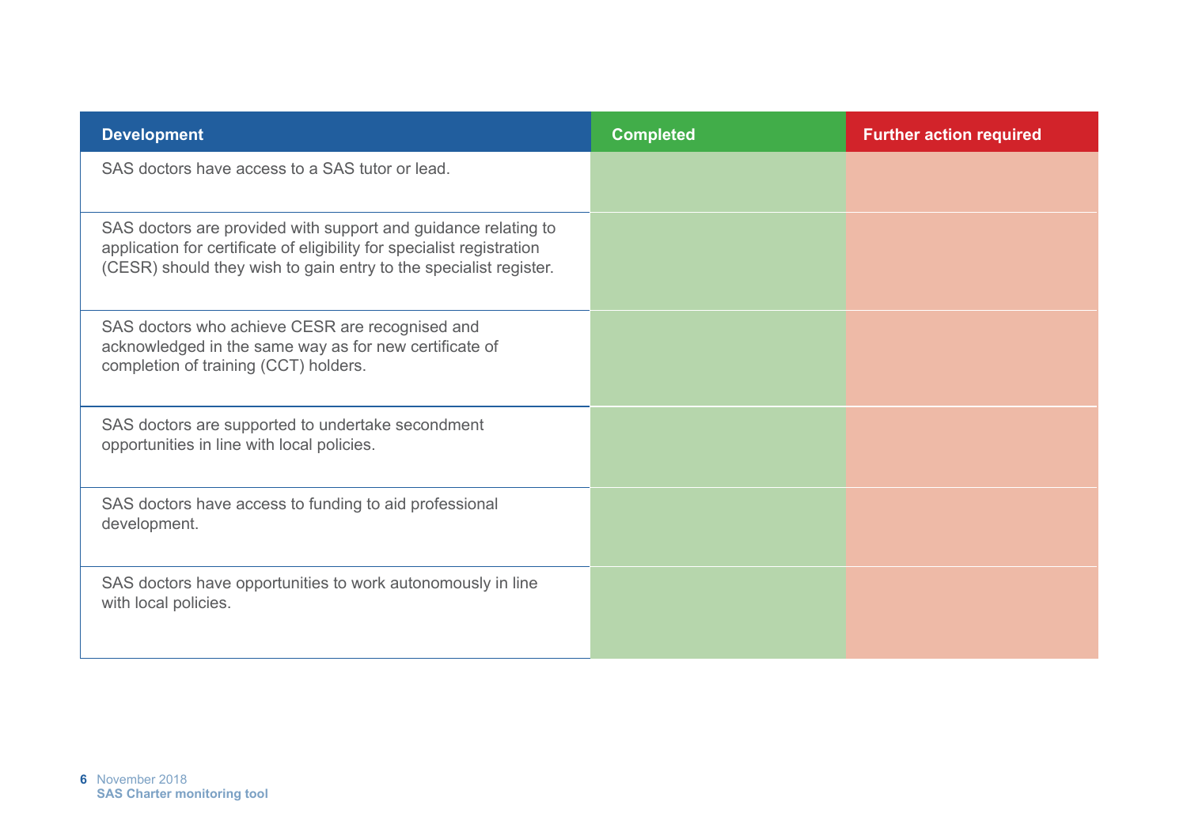| Development | Completed | Further action required |
| --- | --- | --- |
| SAS doctors have access to a SAS tutor or lead. | | |
| SAS doctors are provided with support and guidance relating to application for certificate of eligibility for specialist registration (CESR) should they wish to gain entry to the specialist register. | | |
| SAS doctors who achieve CESR are recognised and acknowledged in the same way as for new certificate of completion of training (CCT) holders. | | |
| SAS doctors are supported to undertake secondment opportunities in line with local policies. | | |
| SAS doctors have access to funding to aid professional development. | | |
| SAS doctors have opportunities to work autonomously in line with local policies. | | |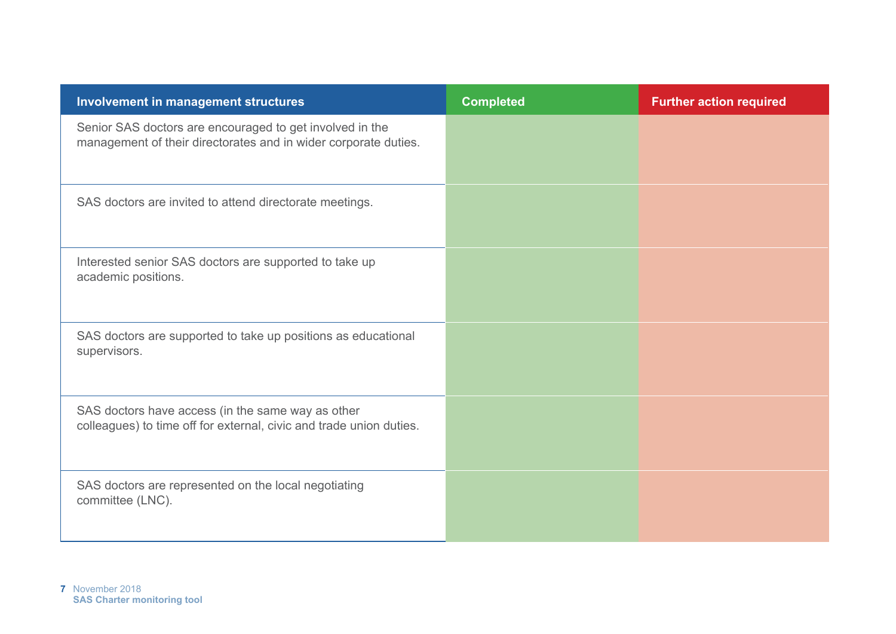| Involvement in management structures | Completed | Further action required |
| --- | --- | --- |
| Senior SAS doctors are encouraged to get involved in the management of their directorates and in wider corporate duties. | | |
| SAS doctors are invited to attend directorate meetings. | | |
| Interested senior SAS doctors are supported to take up academic positions. | | |
| SAS doctors are supported to take up positions as educational supervisors. | | |
| SAS doctors have access (in the same way as other colleagues) to time off for external, civic and trade union duties. | | |
| SAS doctors are represented on the local negotiating committee (LNC). | | |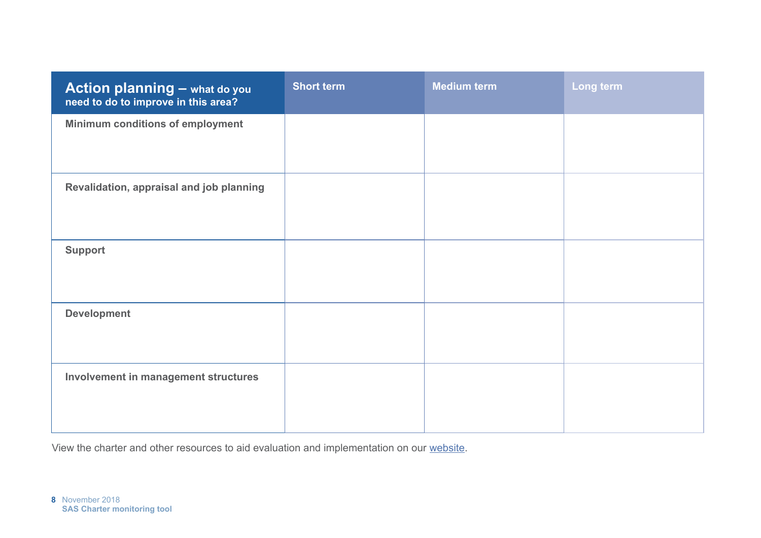| **Action planning – what do you need to do to improve in this area?** | **Short term** | **Medium term** | **Long term** |
|---|---|---|---|
| **Minimum conditions of employment** | | | |
| **Revalidation, appraisal and job planning** | | | |
| **Support** | | | |
| **Development** | | | |
| **Involvement in management structures** | | | |

View the charter and other resources to aid evaluation and implementation on our website.